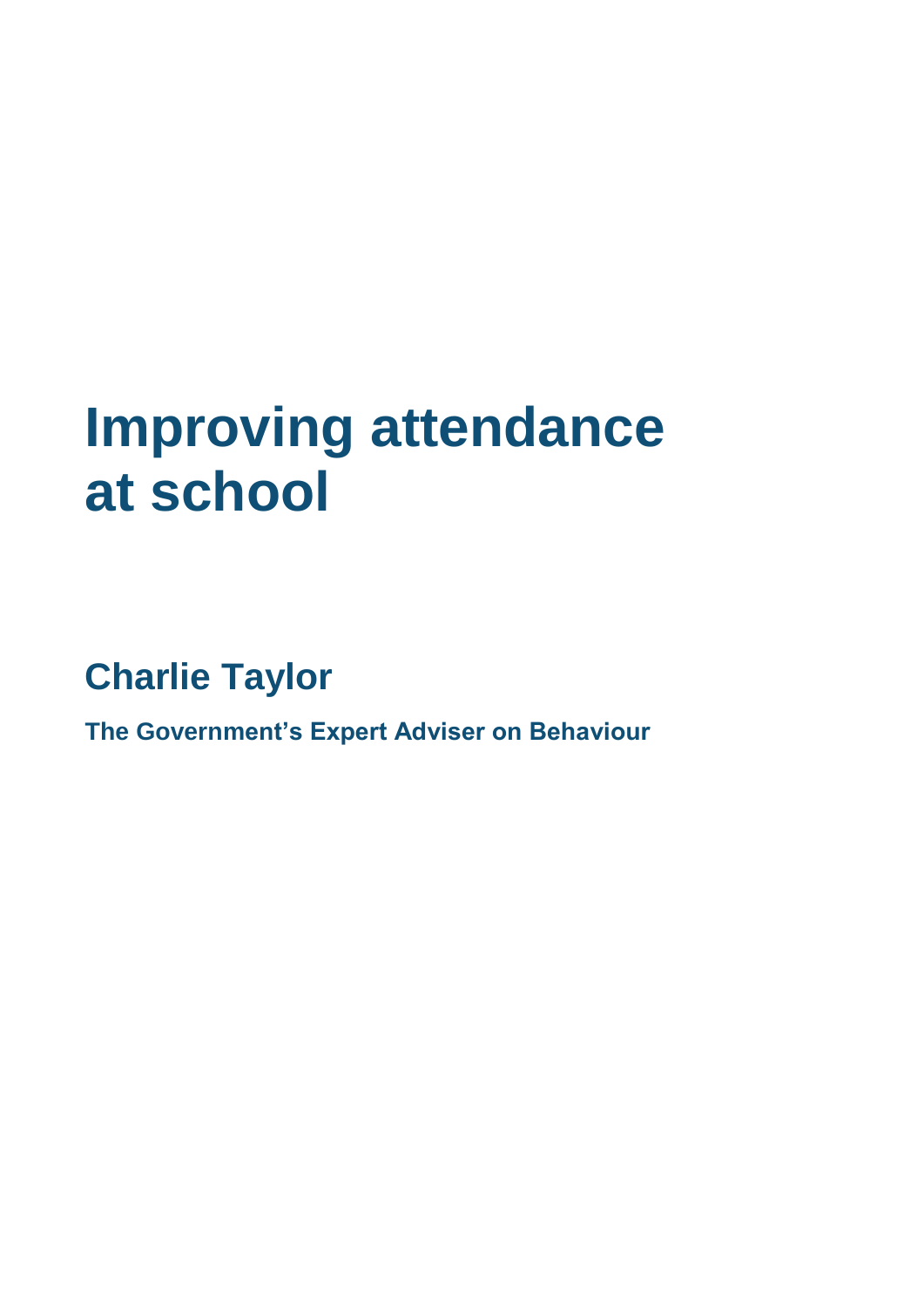# Improving attendance at school

## Charlie Taylor

### The Government's Expert Adviser on Behaviour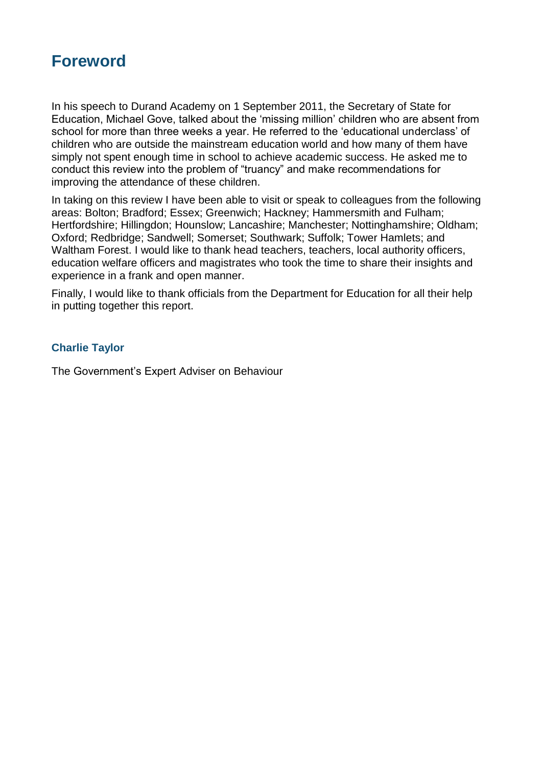# Foreword

In his speech to Durand Academy on 1 September 2011, the Secretary of State for Education, Michael Gove, talked about the 'missing million' children who are absent from school for more than three weeks a year. He referred to the 'educational underclass' of children who are outside the mainstream education world and how many of them have simply not spent enough time in school to achieve academic success. He asked me to conduct this review into the problem of "truancy" and make recommendations for improving the attendance of these children.

In taking on this review I have been able to visit or speak to colleagues from the following areas: Bolton; Bradford; Essex; Greenwich; Hackney; Hammersmith and Fulham; Hertfordshire; Hillingdon; Hounslow; Lancashire; Manchester; Nottinghamshire; Oldham; Oxford; Redbridge; Sandwell; Somerset; Southwark; Suffolk; Tower Hamlets; and Waltham Forest. I would like to thank head teachers, teachers, local authority officers, education welfare officers and magistrates who took the time to share their insights and experience in a frank and open manner.

Finally, I would like to thank officials from the Department for Education for all their help in putting together this report.

**Charlie Taylor**

The Government's Expert Adviser on Behaviour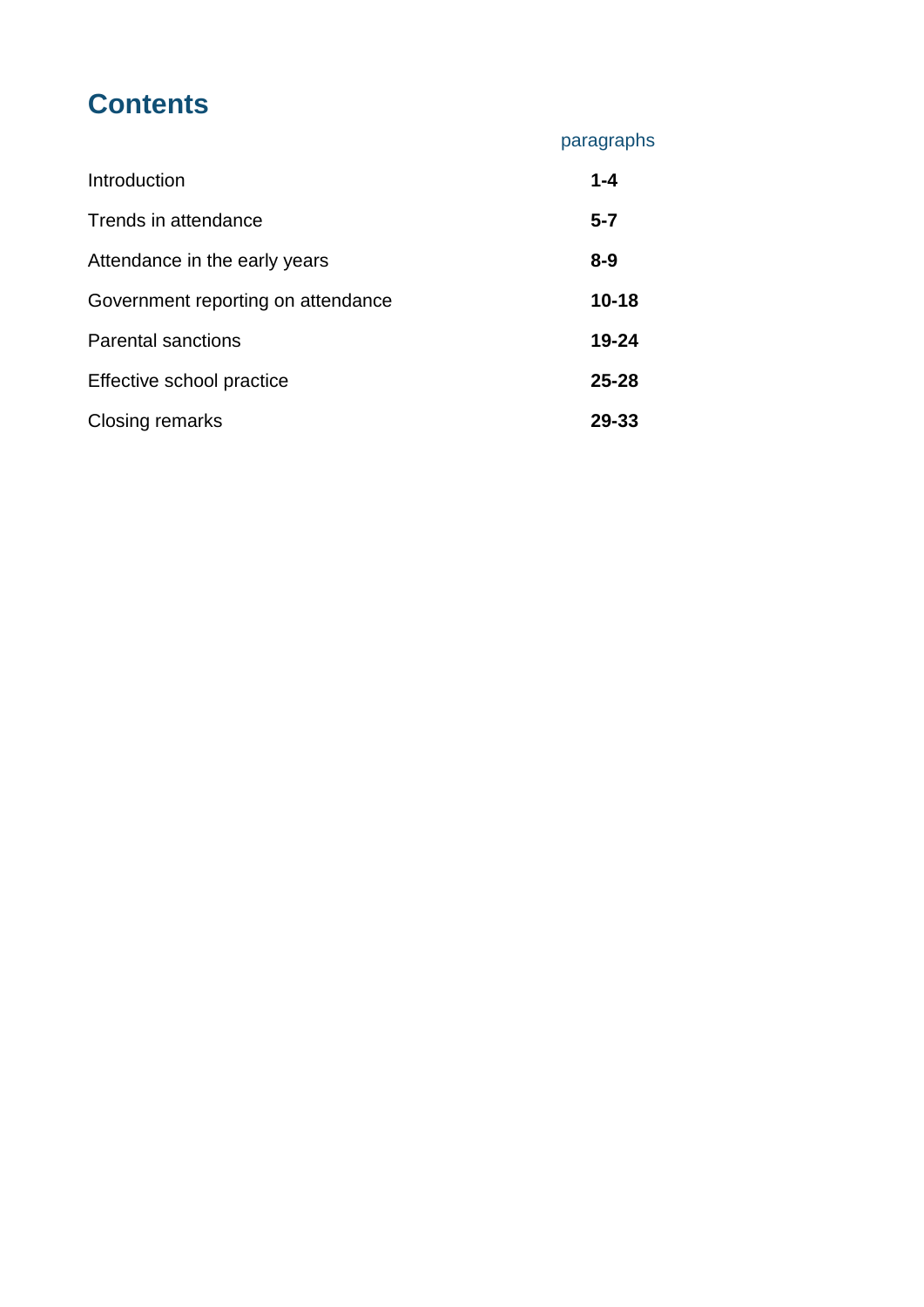## Contents

| | paragraphs |
|---|---|
| Introduction | **1-4** |
| Trends in attendance | **5-7** |
| Attendance in the early years | **8-9** |
| Government reporting on attendance | **10-18** |
| Parental sanctions | **19-24** |
| Effective school practice | **25-28** |
| Closing remarks | **29-33** |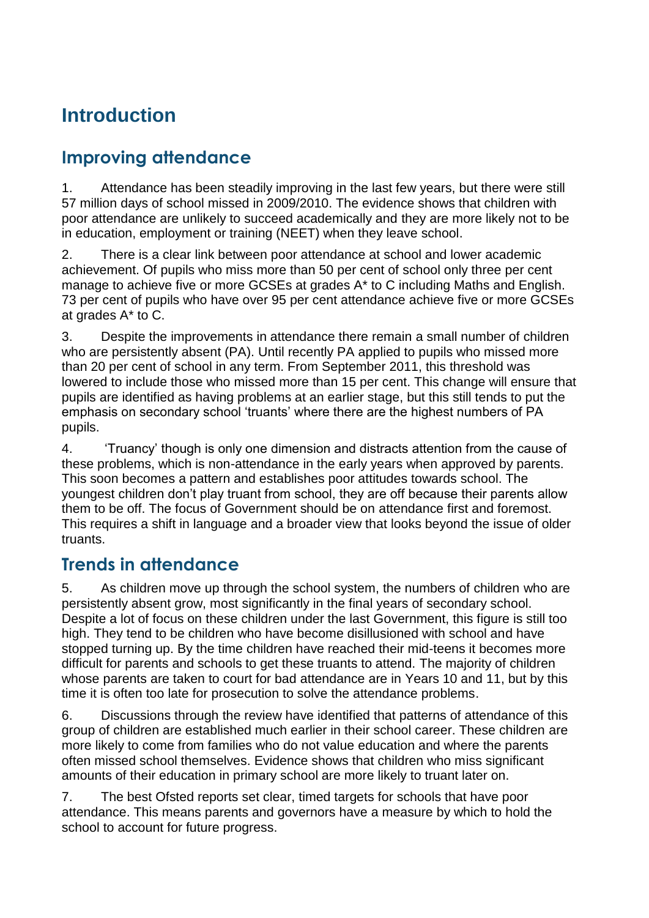# Introduction

## Improving attendance

1. Attendance has been steadily improving in the last few years, but there were still 57 million days of school missed in 2009/2010. The evidence shows that children with poor attendance are unlikely to succeed academically and they are more likely not to be in education, employment or training (NEET) when they leave school.

2. There is a clear link between poor attendance at school and lower academic achievement. Of pupils who miss more than 50 per cent of school only three per cent manage to achieve five or more GCSEs at grades A* to C including Maths and English. 73 per cent of pupils who have over 95 per cent attendance achieve five or more GCSEs at grades A* to C.

3. Despite the improvements in attendance there remain a small number of children who are persistently absent (PA). Until recently PA applied to pupils who missed more than 20 per cent of school in any term. From September 2011, this threshold was lowered to include those who missed more than 15 per cent. This change will ensure that pupils are identified as having problems at an earlier stage, but this still tends to put the emphasis on secondary school 'truants' where there are the highest numbers of PA pupils.

4. 'Truancy' though is only one dimension and distracts attention from the cause of these problems, which is non-attendance in the early years when approved by parents. This soon becomes a pattern and establishes poor attitudes towards school. The youngest children don't play truant from school, they are off because their parents allow them to be off. The focus of Government should be on attendance first and foremost. This requires a shift in language and a broader view that looks beyond the issue of older truants.

## Trends in attendance

5. As children move up through the school system, the numbers of children who are persistently absent grow, most significantly in the final years of secondary school. Despite a lot of focus on these children under the last Government, this figure is still too high. They tend to be children who have become disillusioned with school and have stopped turning up. By the time children have reached their mid-teens it becomes more difficult for parents and schools to get these truants to attend. The majority of children whose parents are taken to court for bad attendance are in Years 10 and 11, but by this time it is often too late for prosecution to solve the attendance problems.

6. Discussions through the review have identified that patterns of attendance of this group of children are established much earlier in their school career. These children are more likely to come from families who do not value education and where the parents often missed school themselves. Evidence shows that children who miss significant amounts of their education in primary school are more likely to truant later on.

7. The best Ofsted reports set clear, timed targets for schools that have poor attendance. This means parents and governors have a measure by which to hold the school to account for future progress.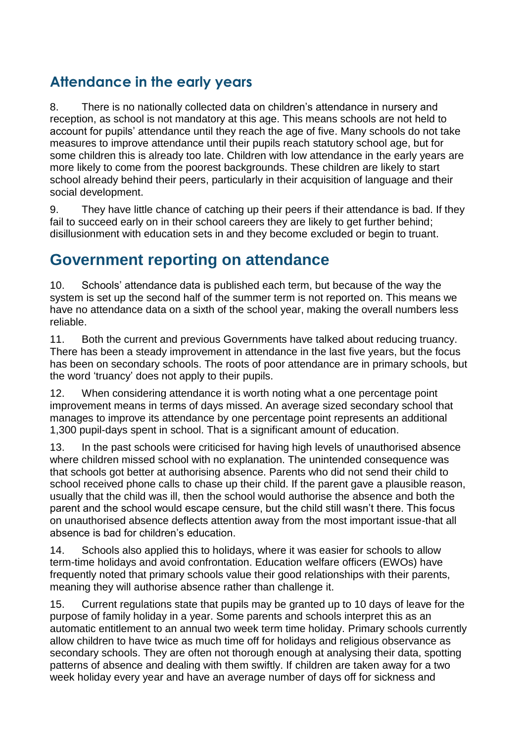## Attendance in the early years

8. There is no nationally collected data on children's attendance in nursery and reception, as school is not mandatory at this age. This means schools are not held to account for pupils' attendance until they reach the age of five. Many schools do not take measures to improve attendance until their pupils reach statutory school age, but for some children this is already too late. Children with low attendance in the early years are more likely to come from the poorest backgrounds. These children are likely to start school already behind their peers, particularly in their acquisition of language and their social development.

9. They have little chance of catching up their peers if their attendance is bad. If they fail to succeed early on in their school careers they are likely to get further behind; disillusionment with education sets in and they become excluded or begin to truant.

## Government reporting on attendance

10. Schools' attendance data is published each term, but because of the way the system is set up the second half of the summer term is not reported on. This means we have no attendance data on a sixth of the school year, making the overall numbers less reliable.

11. Both the current and previous Governments have talked about reducing truancy. There has been a steady improvement in attendance in the last five years, but the focus has been on secondary schools. The roots of poor attendance are in primary schools, but the word 'truancy' does not apply to their pupils.

12. When considering attendance it is worth noting what a one percentage point improvement means in terms of days missed. An average sized secondary school that manages to improve its attendance by one percentage point represents an additional 1,300 pupil-days spent in school. That is a significant amount of education.

13. In the past schools were criticised for having high levels of unauthorised absence where children missed school with no explanation. The unintended consequence was that schools got better at authorising absence. Parents who did not send their child to school received phone calls to chase up their child. If the parent gave a plausible reason, usually that the child was ill, then the school would authorise the absence and both the parent and the school would escape censure, but the child still wasn't there. This focus on unauthorised absence deflects attention away from the most important issue-that all absence is bad for children's education.

14. Schools also applied this to holidays, where it was easier for schools to allow term-time holidays and avoid confrontation. Education welfare officers (EWOs) have frequently noted that primary schools value their good relationships with their parents, meaning they will authorise absence rather than challenge it.

15. Current regulations state that pupils may be granted up to 10 days of leave for the purpose of family holiday in a year. Some parents and schools interpret this as an automatic entitlement to an annual two week term time holiday. Primary schools currently allow children to have twice as much time off for holidays and religious observance as secondary schools. They are often not thorough enough at analysing their data, spotting patterns of absence and dealing with them swiftly. If children are taken away for a two week holiday every year and have an average number of days off for sickness and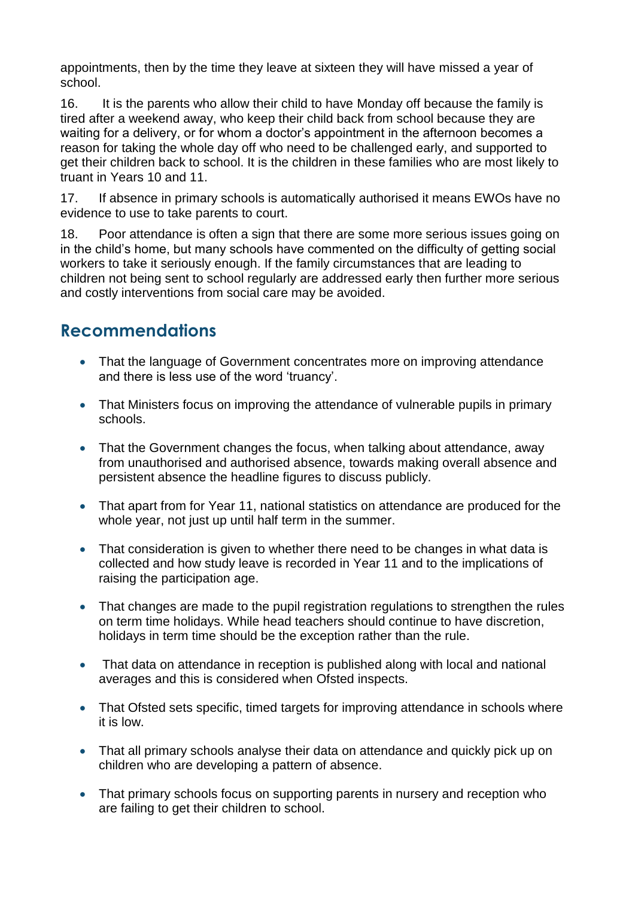appointments, then by the time they leave at sixteen they will have missed a year of school.

16. It is the parents who allow their child to have Monday off because the family is tired after a weekend away, who keep their child back from school because they are waiting for a delivery, or for whom a doctor's appointment in the afternoon becomes a reason for taking the whole day off who need to be challenged early, and supported to get their children back to school. It is the children in these families who are most likely to truant in Years 10 and 11.

17. If absence in primary schools is automatically authorised it means EWOs have no evidence to use to take parents to court.

18. Poor attendance is often a sign that there are some more serious issues going on in the child's home, but many schools have commented on the difficulty of getting social workers to take it seriously enough. If the family circumstances that are leading to children not being sent to school regularly are addressed early then further more serious and costly interventions from social care may be avoided.

## Recommendations

- That the language of Government concentrates more on improving attendance and there is less use of the word 'truancy'.
- That Ministers focus on improving the attendance of vulnerable pupils in primary schools.
- That the Government changes the focus, when talking about attendance, away from unauthorised and authorised absence, towards making overall absence and persistent absence the headline figures to discuss publicly.
- That apart from for Year 11, national statistics on attendance are produced for the whole year, not just up until half term in the summer.
- That consideration is given to whether there need to be changes in what data is collected and how study leave is recorded in Year 11 and to the implications of raising the participation age.
- That changes are made to the pupil registration regulations to strengthen the rules on term time holidays. While head teachers should continue to have discretion, holidays in term time should be the exception rather than the rule.
- That data on attendance in reception is published along with local and national averages and this is considered when Ofsted inspects.
- That Ofsted sets specific, timed targets for improving attendance in schools where it is low.
- That all primary schools analyse their data on attendance and quickly pick up on children who are developing a pattern of absence.
- That primary schools focus on supporting parents in nursery and reception who are failing to get their children to school.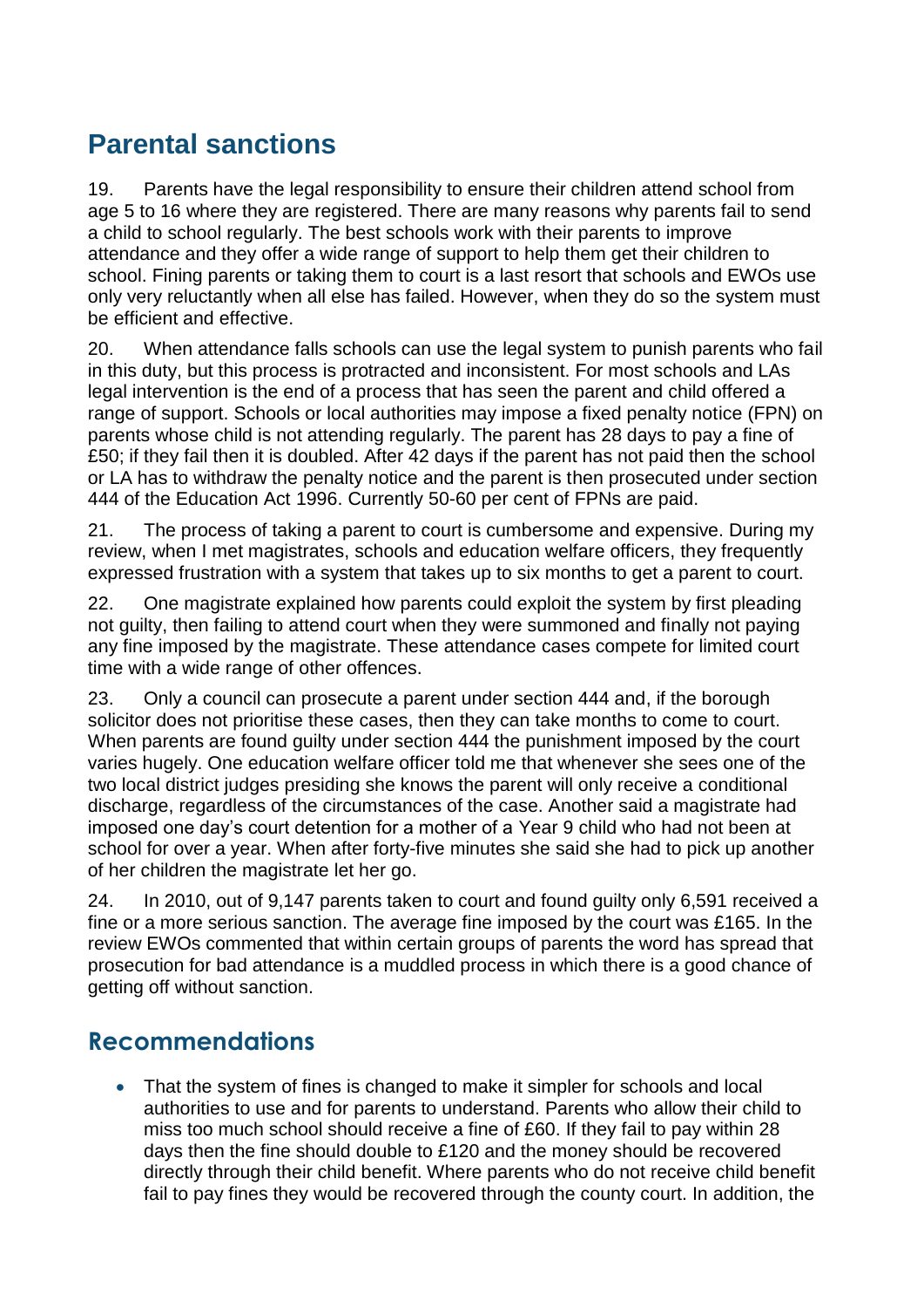## Parental sanctions

19. Parents have the legal responsibility to ensure their children attend school from age 5 to 16 where they are registered. There are many reasons why parents fail to send a child to school regularly. The best schools work with their parents to improve attendance and they offer a wide range of support to help them get their children to school. Fining parents or taking them to court is a last resort that schools and EWOs use only very reluctantly when all else has failed. However, when they do so the system must be efficient and effective.

20. When attendance falls schools can use the legal system to punish parents who fail in this duty, but this process is protracted and inconsistent. For most schools and LAs legal intervention is the end of a process that has seen the parent and child offered a range of support. Schools or local authorities may impose a fixed penalty notice (FPN) on parents whose child is not attending regularly. The parent has 28 days to pay a fine of £50; if they fail then it is doubled. After 42 days if the parent has not paid then the school or LA has to withdraw the penalty notice and the parent is then prosecuted under section 444 of the Education Act 1996. Currently 50-60 per cent of FPNs are paid.

21. The process of taking a parent to court is cumbersome and expensive. During my review, when I met magistrates, schools and education welfare officers, they frequently expressed frustration with a system that takes up to six months to get a parent to court.

22. One magistrate explained how parents could exploit the system by first pleading not guilty, then failing to attend court when they were summoned and finally not paying any fine imposed by the magistrate. These attendance cases compete for limited court time with a wide range of other offences.

23. Only a council can prosecute a parent under section 444 and, if the borough solicitor does not prioritise these cases, then they can take months to come to court. When parents are found guilty under section 444 the punishment imposed by the court varies hugely. One education welfare officer told me that whenever she sees one of the two local district judges presiding she knows the parent will only receive a conditional discharge, regardless of the circumstances of the case. Another said a magistrate had imposed one day's court detention for a mother of a Year 9 child who had not been at school for over a year. When after forty-five minutes she said she had to pick up another of her children the magistrate let her go.

24. In 2010, out of 9,147 parents taken to court and found guilty only 6,591 received a fine or a more serious sanction. The average fine imposed by the court was £165. In the review EWOs commented that within certain groups of parents the word has spread that prosecution for bad attendance is a muddled process in which there is a good chance of getting off without sanction.

### Recommendations

- That the system of fines is changed to make it simpler for schools and local authorities to use and for parents to understand. Parents who allow their child to miss too much school should receive a fine of £60. If they fail to pay within 28 days then the fine should double to £120 and the money should be recovered directly through their child benefit. Where parents who do not receive child benefit fail to pay fines they would be recovered through the county court. In addition, the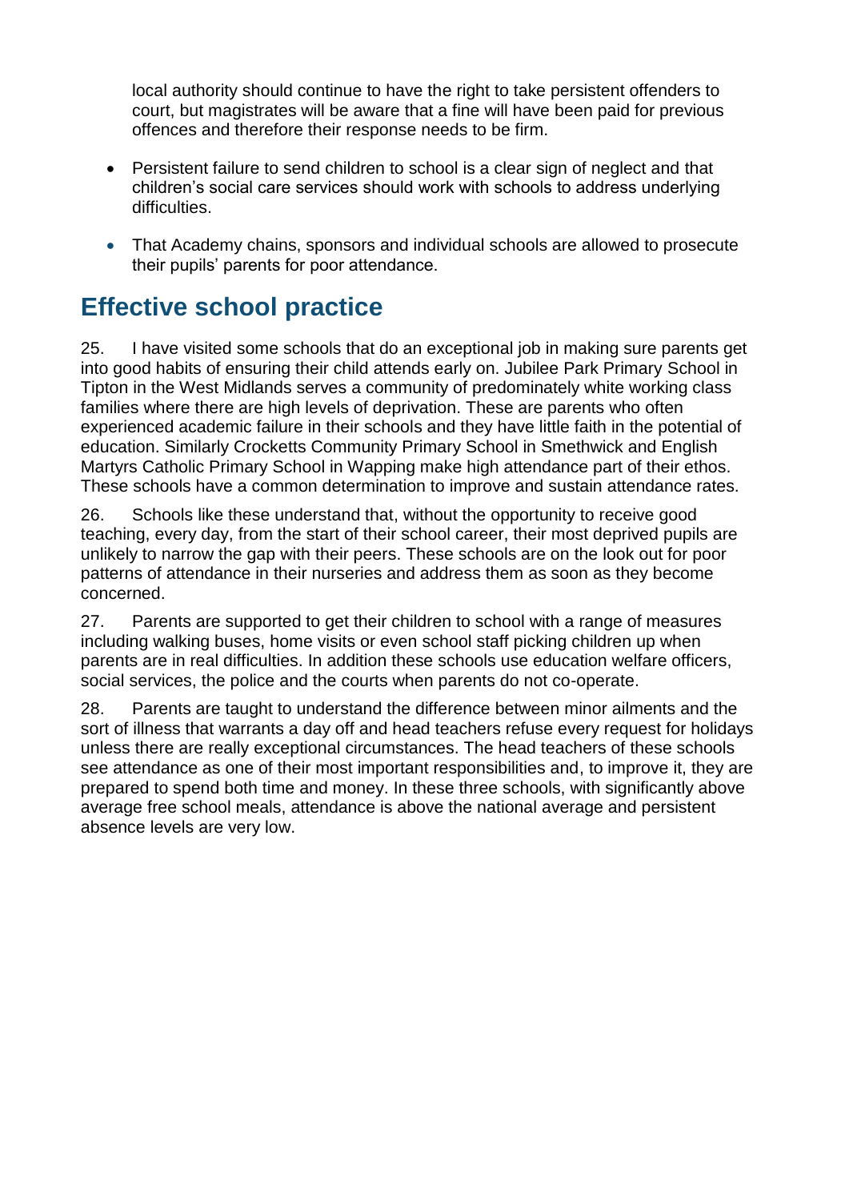local authority should continue to have the right to take persistent offenders to court, but magistrates will be aware that a fine will have been paid for previous offences and therefore their response needs to be firm.

- Persistent failure to send children to school is a clear sign of neglect and that children's social care services should work with schools to address underlying difficulties.
- That Academy chains, sponsors and individual schools are allowed to prosecute their pupils' parents for poor attendance.

## Effective school practice

25. I have visited some schools that do an exceptional job in making sure parents get into good habits of ensuring their child attends early on. Jubilee Park Primary School in Tipton in the West Midlands serves a community of predominately white working class families where there are high levels of deprivation. These are parents who often experienced academic failure in their schools and they have little faith in the potential of education. Similarly Crocketts Community Primary School in Smethwick and English Martyrs Catholic Primary School in Wapping make high attendance part of their ethos. These schools have a common determination to improve and sustain attendance rates.

26. Schools like these understand that, without the opportunity to receive good teaching, every day, from the start of their school career, their most deprived pupils are unlikely to narrow the gap with their peers. These schools are on the look out for poor patterns of attendance in their nurseries and address them as soon as they become concerned.

27. Parents are supported to get their children to school with a range of measures including walking buses, home visits or even school staff picking children up when parents are in real difficulties. In addition these schools use education welfare officers, social services, the police and the courts when parents do not co-operate.

28. Parents are taught to understand the difference between minor ailments and the sort of illness that warrants a day off and head teachers refuse every request for holidays unless there are really exceptional circumstances. The head teachers of these schools see attendance as one of their most important responsibilities and, to improve it, they are prepared to spend both time and money. In these three schools, with significantly above average free school meals, attendance is above the national average and persistent absence levels are very low.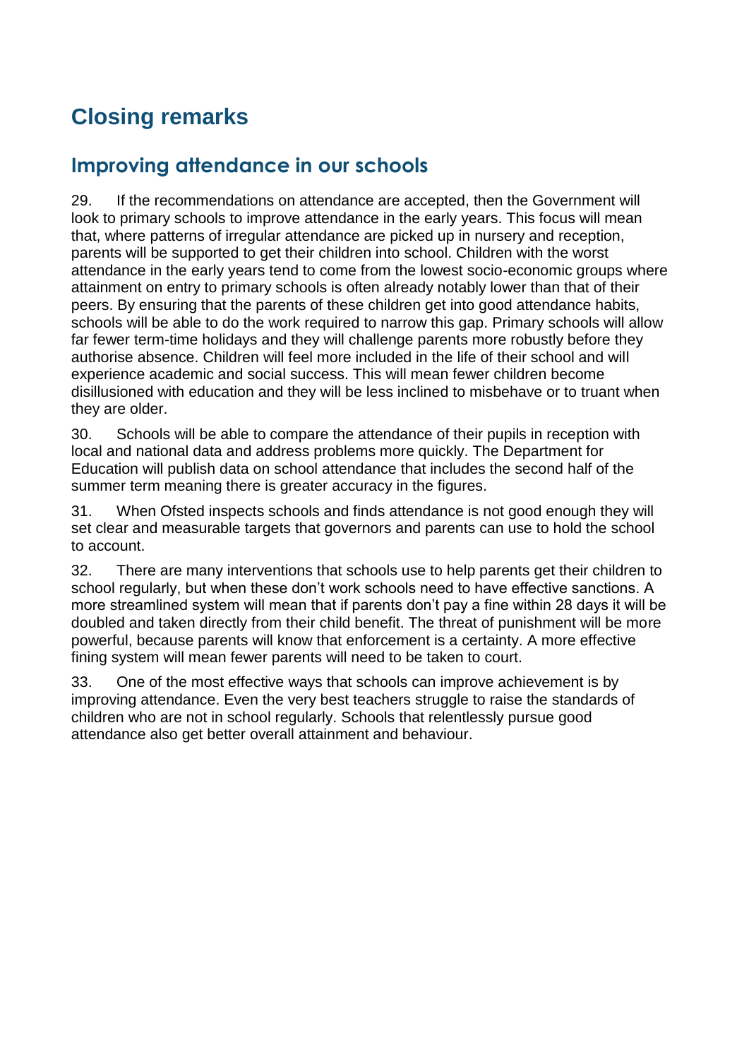# Closing remarks

## Improving attendance in our schools

29. If the recommendations on attendance are accepted, then the Government will look to primary schools to improve attendance in the early years. This focus will mean that, where patterns of irregular attendance are picked up in nursery and reception, parents will be supported to get their children into school. Children with the worst attendance in the early years tend to come from the lowest socio-economic groups where attainment on entry to primary schools is often already notably lower than that of their peers. By ensuring that the parents of these children get into good attendance habits, schools will be able to do the work required to narrow this gap. Primary schools will allow far fewer term-time holidays and they will challenge parents more robustly before they authorise absence. Children will feel more included in the life of their school and will experience academic and social success. This will mean fewer children become disillusioned with education and they will be less inclined to misbehave or to truant when they are older.

30. Schools will be able to compare the attendance of their pupils in reception with local and national data and address problems more quickly. The Department for Education will publish data on school attendance that includes the second half of the summer term meaning there is greater accuracy in the figures.

31. When Ofsted inspects schools and finds attendance is not good enough they will set clear and measurable targets that governors and parents can use to hold the school to account.

32. There are many interventions that schools use to help parents get their children to school regularly, but when these don't work schools need to have effective sanctions. A more streamlined system will mean that if parents don't pay a fine within 28 days it will be doubled and taken directly from their child benefit. The threat of punishment will be more powerful, because parents will know that enforcement is a certainty. A more effective fining system will mean fewer parents will need to be taken to court.

33. One of the most effective ways that schools can improve achievement is by improving attendance. Even the very best teachers struggle to raise the standards of children who are not in school regularly. Schools that relentlessly pursue good attendance also get better overall attainment and behaviour.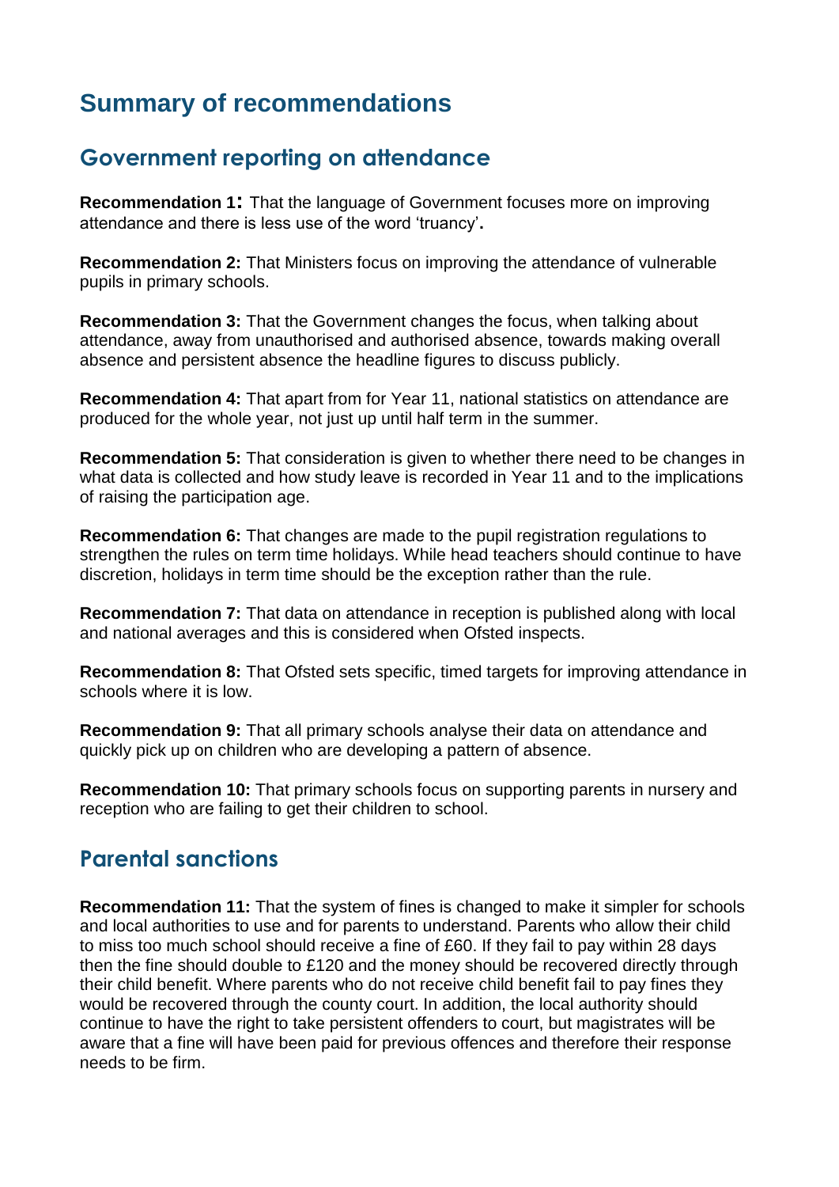# Summary of recommendations

## Government reporting on attendance

**Recommendation 1:** That the language of Government focuses more on improving attendance and there is less use of the word 'truancy'.

**Recommendation 2:** That Ministers focus on improving the attendance of vulnerable pupils in primary schools.

**Recommendation 3:** That the Government changes the focus, when talking about attendance, away from unauthorised and authorised absence, towards making overall absence and persistent absence the headline figures to discuss publicly.

**Recommendation 4:** That apart from for Year 11, national statistics on attendance are produced for the whole year, not just up until half term in the summer.

**Recommendation 5:** That consideration is given to whether there need to be changes in what data is collected and how study leave is recorded in Year 11 and to the implications of raising the participation age.

**Recommendation 6:** That changes are made to the pupil registration regulations to strengthen the rules on term time holidays. While head teachers should continue to have discretion, holidays in term time should be the exception rather than the rule.

**Recommendation 7:** That data on attendance in reception is published along with local and national averages and this is considered when Ofsted inspects.

**Recommendation 8:** That Ofsted sets specific, timed targets for improving attendance in schools where it is low.

**Recommendation 9:** That all primary schools analyse their data on attendance and quickly pick up on children who are developing a pattern of absence.

**Recommendation 10:** That primary schools focus on supporting parents in nursery and reception who are failing to get their children to school.

## Parental sanctions

**Recommendation 11:** That the system of fines is changed to make it simpler for schools and local authorities to use and for parents to understand. Parents who allow their child to miss too much school should receive a fine of £60. If they fail to pay within 28 days then the fine should double to £120 and the money should be recovered directly through their child benefit. Where parents who do not receive child benefit fail to pay fines they would be recovered through the county court. In addition, the local authority should continue to have the right to take persistent offenders to court, but magistrates will be aware that a fine will have been paid for previous offences and therefore their response needs to be firm.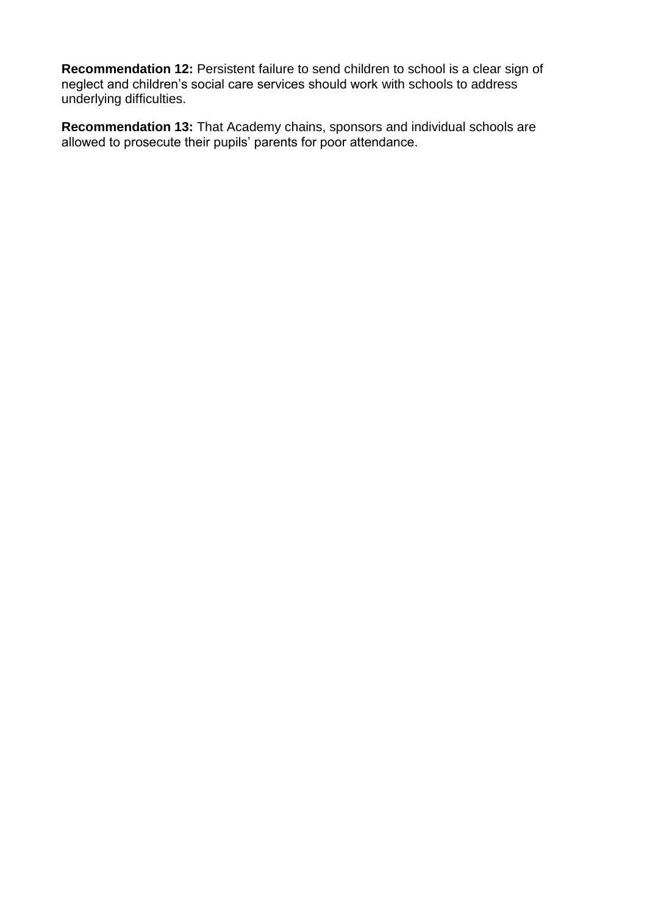**Recommendation 12:** Persistent failure to send children to school is a clear sign of neglect and children's social care services should work with schools to address underlying difficulties.

**Recommendation 13:** That Academy chains, sponsors and individual schools are allowed to prosecute their pupils' parents for poor attendance.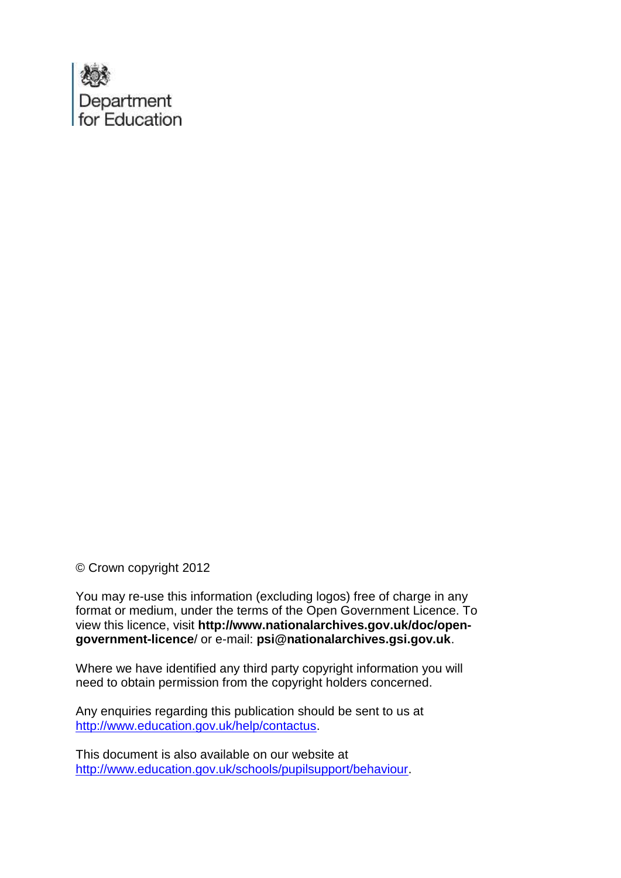Department for Education

© Crown copyright 2012

You may re-use this information (excluding logos) free of charge in any format or medium, under the terms of the Open Government Licence. To view this licence, visit **http://www.nationalarchives.gov.uk/doc/open-government-licence**/ or e-mail: **psi@nationalarchives.gsi.gov.uk**.

Where we have identified any third party copyright information you will need to obtain permission from the copyright holders concerned.

Any enquiries regarding this publication should be sent to us at http://www.education.gov.uk/help/contactus.

This document is also available on our website at http://www.education.gov.uk/schools/pupilsupport/behaviour.